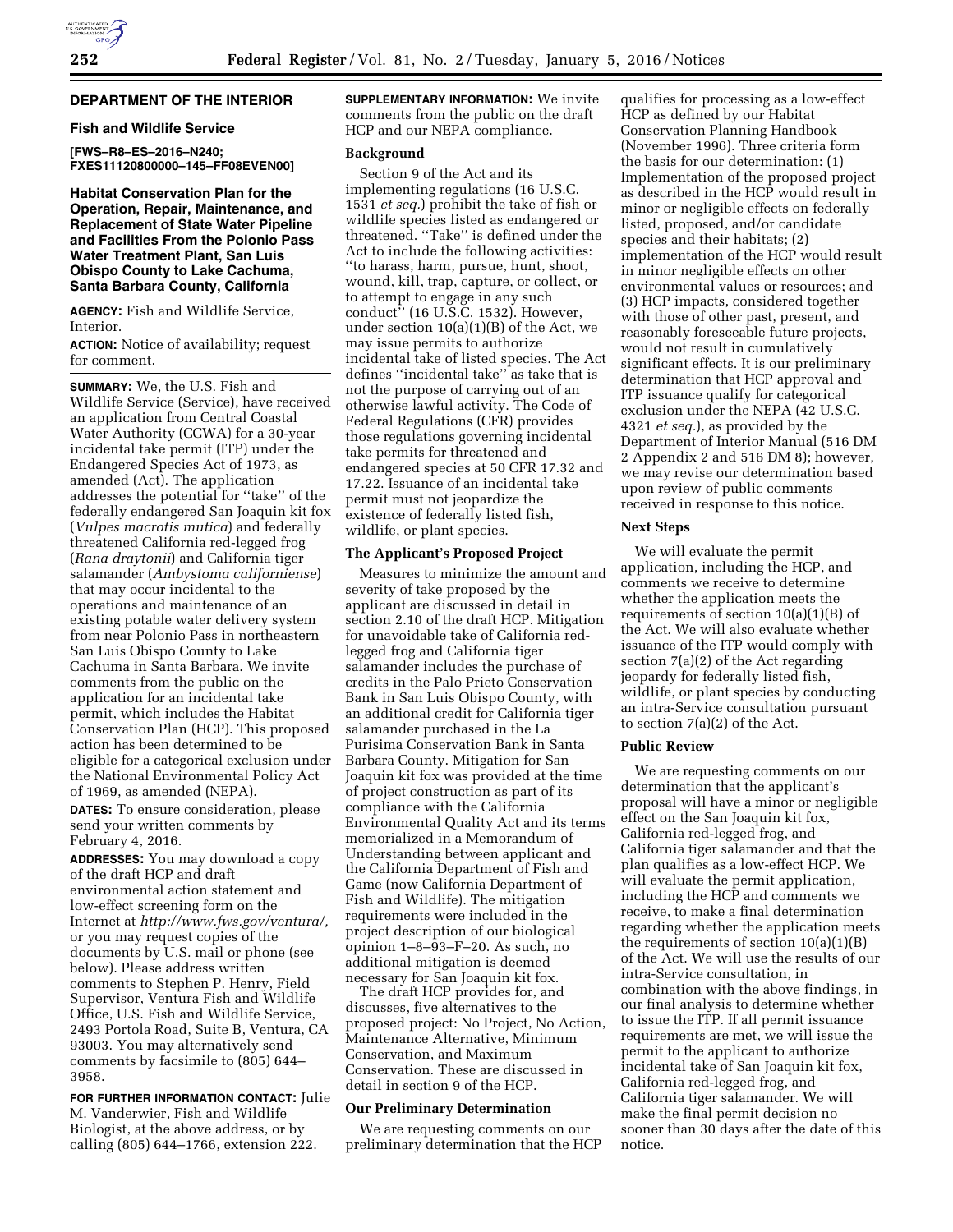## DEPARTMENT OF THE INTERIOR

### Fish and Wildlife Service

**[FWS–R8–ES–2016–N240; FXES11120800000–145–FF08EVEN00]**

### Habitat Conservation Plan for the Operation, Repair, Maintenance, and Replacement of State Water Pipeline and Facilities From the Polonio Pass Water Treatment Plant, San Luis Obispo County to Lake Cachuma, Santa Barbara County, California

**AGENCY:** Fish and Wildlife Service, Interior.

**ACTION:** Notice of availability; request for comment.

**SUMMARY:** We, the U.S. Fish and Wildlife Service (Service), have received an application from Central Coastal Water Authority (CCWA) for a 30-year incidental take permit (ITP) under the Endangered Species Act of 1973, as amended (Act). The application addresses the potential for ''take'' of the federally endangered San Joaquin kit fox (*Vulpes macrotis mutica*) and federally threatened California red-legged frog (*Rana draytonii*) and California tiger salamander (*Ambystoma californiense*) that may occur incidental to the operations and maintenance of an existing potable water delivery system from near Polonio Pass in northeastern San Luis Obispo County to Lake Cachuma in Santa Barbara. We invite comments from the public on the application for an incidental take permit, which includes the Habitat Conservation Plan (HCP). This proposed action has been determined to be eligible for a categorical exclusion under the National Environmental Policy Act of 1969, as amended (NEPA).

**DATES:** To ensure consideration, please send your written comments by February 4, 2016.

**ADDRESSES:** You may download a copy of the draft HCP and draft environmental action statement and low-effect screening form on the Internet at *http://www.fws.gov/ventura/,* or you may request copies of the documents by U.S. mail or phone (see below). Please address written comments to Stephen P. Henry, Field Supervisor, Ventura Fish and Wildlife Office, U.S. Fish and Wildlife Service, 2493 Portola Road, Suite B, Ventura, CA 93003. You may alternatively send comments by facsimile to (805) 644–3958.

**FOR FURTHER INFORMATION CONTACT:** Julie M. Vanderwier, Fish and Wildlife Biologist, at the above address, or by calling (805) 644–1766, extension 222.

**SUPPLEMENTARY INFORMATION:** We invite comments from the public on the draft HCP and our NEPA compliance.

### Background

Section 9 of the Act and its implementing regulations (16 U.S.C. 1531 *et seq.*) prohibit the take of fish or wildlife species listed as endangered or threatened. ''Take'' is defined under the Act to include the following activities: ''to harass, harm, pursue, hunt, shoot, wound, kill, trap, capture, or collect, or to attempt to engage in any such conduct'' (16 U.S.C. 1532). However, under section 10(a)(1)(B) of the Act, we may issue permits to authorize incidental take of listed species. The Act defines ''incidental take'' as take that is not the purpose of carrying out of an otherwise lawful activity. The Code of Federal Regulations (CFR) provides those regulations governing incidental take permits for threatened and endangered species at 50 CFR 17.32 and 17.22. Issuance of an incidental take permit must not jeopardize the existence of federally listed fish, wildlife, or plant species.

### The Applicant's Proposed Project

Measures to minimize the amount and severity of take proposed by the applicant are discussed in detail in section 2.10 of the draft HCP. Mitigation for unavoidable take of California red-legged frog and California tiger salamander includes the purchase of credits in the Palo Prieto Conservation Bank in San Luis Obispo County, with an additional credit for California tiger salamander purchased in the La Purisima Conservation Bank in Santa Barbara County. Mitigation for San Joaquin kit fox was provided at the time of project construction as part of its compliance with the California Environmental Quality Act and its terms memorialized in a Memorandum of Understanding between applicant and the California Department of Fish and Game (now California Department of Fish and Wildlife). The mitigation requirements were included in the project description of our biological opinion 1–8–93–F–20. As such, no additional mitigation is deemed necessary for San Joaquin kit fox.

The draft HCP provides for, and discusses, five alternatives to the proposed project: No Project, No Action, Maintenance Alternative, Minimum Conservation, and Maximum Conservation. These are discussed in detail in section 9 of the HCP.

### Our Preliminary Determination

We are requesting comments on our preliminary determination that the HCP qualifies for processing as a low-effect HCP as defined by our Habitat Conservation Planning Handbook (November 1996). Three criteria form the basis for our determination: (1) Implementation of the proposed project as described in the HCP would result in minor or negligible effects on federally listed, proposed, and/or candidate species and their habitats; (2) implementation of the HCP would result in minor negligible effects on other environmental values or resources; and (3) HCP impacts, considered together with those of other past, present, and reasonably foreseeable future projects, would not result in cumulatively significant effects. It is our preliminary determination that HCP approval and ITP issuance qualify for categorical exclusion under the NEPA (42 U.S.C. 4321 *et seq.*), as provided by the Department of Interior Manual (516 DM 2 Appendix 2 and 516 DM 8); however, we may revise our determination based upon review of public comments received in response to this notice.

### Next Steps

We will evaluate the permit application, including the HCP, and comments we receive to determine whether the application meets the requirements of section 10(a)(1)(B) of the Act. We will also evaluate whether issuance of the ITP would comply with section 7(a)(2) of the Act regarding jeopardy for federally listed fish, wildlife, or plant species by conducting an intra-Service consultation pursuant to section 7(a)(2) of the Act.

### Public Review

We are requesting comments on our determination that the applicant's proposal will have a minor or negligible effect on the San Joaquin kit fox, California red-legged frog, and California tiger salamander and that the plan qualifies as a low-effect HCP. We will evaluate the permit application, including the HCP and comments we receive, to make a final determination regarding whether the application meets the requirements of section 10(a)(1)(B) of the Act. We will use the results of our intra-Service consultation, in combination with the above findings, in our final analysis to determine whether to issue the ITP. If all permit issuance requirements are met, we will issue the permit to the applicant to authorize incidental take of San Joaquin kit fox, California red-legged frog, and California tiger salamander. We will make the final permit decision no sooner than 30 days after the date of this notice.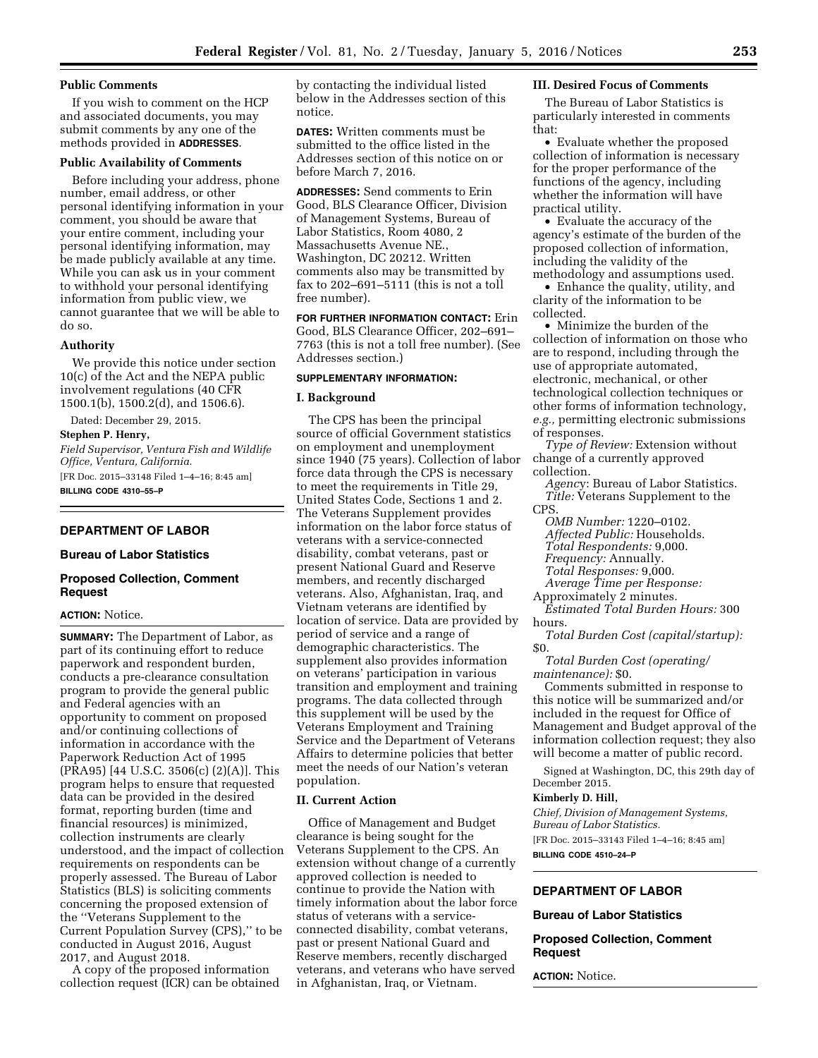**Public Comments**

If you wish to comment on the HCP and associated documents, you may submit comments by any one of the methods provided in **ADDRESSES**.

**Public Availability of Comments**

Before including your address, phone number, email address, or other personal identifying information in your comment, you should be aware that your entire comment, including your personal identifying information, may be made publicly available at any time. While you can ask us in your comment to withhold your personal identifying information from public view, we cannot guarantee that we will be able to do so.

**Authority**

We provide this notice under section 10(c) of the Act and the NEPA public involvement regulations (40 CFR 1500.1(b), 1500.2(d), and 1506.6).

Dated: December 29, 2015.

**Stephen P. Henry,**

*Field Supervisor, Ventura Fish and Wildlife Office, Ventura, California.*

[FR Doc. 2015–33148 Filed 1–4–16; 8:45 am]

**BILLING CODE 4310–55–P**

## DEPARTMENT OF LABOR

### Bureau of Labor Statistics

### Proposed Collection, Comment Request

**ACTION:** Notice.

**SUMMARY:** The Department of Labor, as part of its continuing effort to reduce paperwork and respondent burden, conducts a pre-clearance consultation program to provide the general public and Federal agencies with an opportunity to comment on proposed and/or continuing collections of information in accordance with the Paperwork Reduction Act of 1995 (PRA95) [44 U.S.C. 3506(c) (2)(A)]. This program helps to ensure that requested data can be provided in the desired format, reporting burden (time and financial resources) is minimized, collection instruments are clearly understood, and the impact of collection requirements on respondents can be properly assessed. The Bureau of Labor Statistics (BLS) is soliciting comments concerning the proposed extension of the ''Veterans Supplement to the Current Population Survey (CPS),'' to be conducted in August 2016, August 2017, and August 2018.

A copy of the proposed information collection request (ICR) can be obtained by contacting the individual listed below in the Addresses section of this notice.

**DATES:** Written comments must be submitted to the office listed in the Addresses section of this notice on or before March 7, 2016.

**ADDRESSES:** Send comments to Erin Good, BLS Clearance Officer, Division of Management Systems, Bureau of Labor Statistics, Room 4080, 2 Massachusetts Avenue NE., Washington, DC 20212. Written comments also may be transmitted by fax to 202–691–5111 (this is not a toll free number).

**FOR FURTHER INFORMATION CONTACT:** Erin Good, BLS Clearance Officer, 202–691–7763 (this is not a toll free number). (See Addresses section.)

**SUPPLEMENTARY INFORMATION:**

#### I. Background

The CPS has been the principal source of official Government statistics on employment and unemployment since 1940 (75 years). Collection of labor force data through the CPS is necessary to meet the requirements in Title 29, United States Code, Sections 1 and 2. The Veterans Supplement provides information on the labor force status of veterans with a service-connected disability, combat veterans, past or present National Guard and Reserve members, and recently discharged veterans. Also, Afghanistan, Iraq, and Vietnam veterans are identified by location of service. Data are provided by period of service and a range of demographic characteristics. The supplement also provides information on veterans' participation in various transition and employment and training programs. The data collected through this supplement will be used by the Veterans Employment and Training Service and the Department of Veterans Affairs to determine policies that better meet the needs of our Nation's veteran population.

#### II. Current Action

Office of Management and Budget clearance is being sought for the Veterans Supplement to the CPS. An extension without change of a currently approved collection is needed to continue to provide the Nation with timely information about the labor force status of veterans with a service-connected disability, combat veterans, past or present National Guard and Reserve members, recently discharged veterans, and veterans who have served in Afghanistan, Iraq, or Vietnam.

#### III. Desired Focus of Comments

The Bureau of Labor Statistics is particularly interested in comments that:

- Evaluate whether the proposed collection of information is necessary for the proper performance of the functions of the agency, including whether the information will have practical utility.
- Evaluate the accuracy of the agency's estimate of the burden of the proposed collection of information, including the validity of the methodology and assumptions used.
- Enhance the quality, utility, and clarity of the information to be collected.
- Minimize the burden of the collection of information on those who are to respond, including through the use of appropriate automated, electronic, mechanical, or other technological collection techniques or other forms of information technology, *e.g.,* permitting electronic submissions of responses.

*Type of Review:* Extension without change of a currently approved collection.

*Agency:* Bureau of Labor Statistics.

*Title:* Veterans Supplement to the CPS.

*OMB Number:* 1220–0102.

*Affected Public:* Households.

*Total Respondents:* 9,000.

*Frequency:* Annually.

*Total Responses:* 9,000.

*Average Time per Response:* Approximately 2 minutes.

*Estimated Total Burden Hours:* 300 hours.

*Total Burden Cost (capital/startup):* \$0.

*Total Burden Cost (operating/maintenance):* \$0.

Comments submitted in response to this notice will be summarized and/or included in the request for Office of Management and Budget approval of the information collection request; they also will become a matter of public record.

Signed at Washington, DC, this 29th day of December 2015.

**Kimberly D. Hill,**

*Chief, Division of Management Systems, Bureau of Labor Statistics.*

[FR Doc. 2015–33143 Filed 1–4–16; 8:45 am]

**BILLING CODE 4510–24–P**

## DEPARTMENT OF LABOR

### Bureau of Labor Statistics

### Proposed Collection, Comment Request

**ACTION:** Notice.